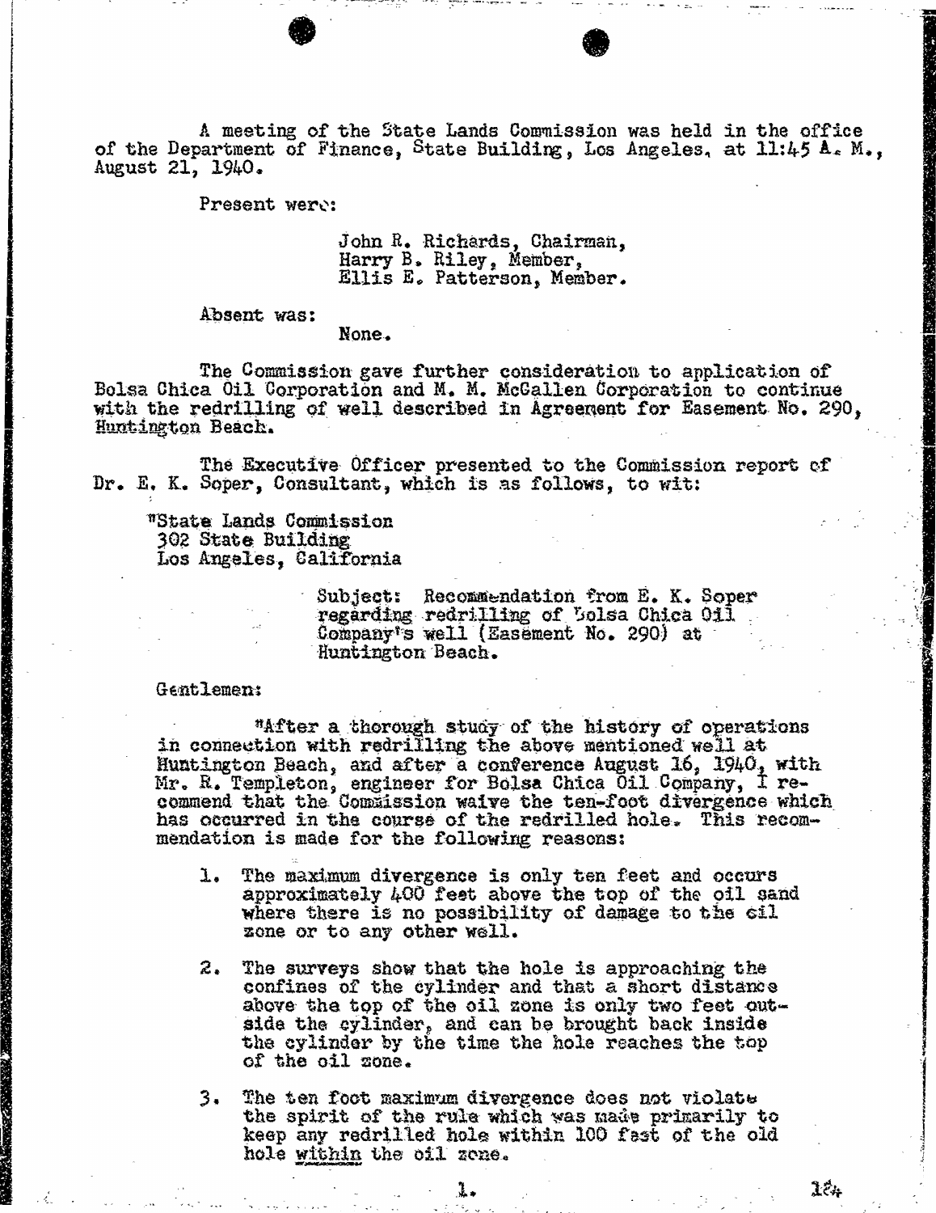A meeting of the State Lands Commission was held in the office of the Department of Finance, State Building, Los Angeles, at 11:45 A. M., August 21, 1940.

Present were:

John R. Richards, Chairman,
Harry B. Riley, Member,
Ellis E. Patterson, Member.

Absent was:

None.

The Commission gave further consideration to application of Bolsa Chica Oil Corporation and M. M. McCallen Corporation to continue with the redrilling of well described in Agreement for Easement No. 290, Huntington Beach.

The Executive Officer presented to the Commission report of Dr. E. K. Soper, Consultant, which is as follows, to wit:

"State Lands Commission
302 State Building
Los Angeles, California

Subject: Recommendation from E. K. Soper regarding redrilling of Bolsa Chica Oil Company's well (Easement No. 290) at Huntington Beach.

Gentlemen:

"After a thorough study of the history of operations in connection with redrilling the above mentioned well at Huntington Beach, and after a conference August 16, 1940, with Mr. R. Templeton, engineer for Bolsa Chica Oil Company, I recommend that the Commission waive the ten-foot divergence which has occurred in the course of the redrilled hole. This recommendation is made for the following reasons:

1. The maximum divergence is only ten feet and occurs approximately 400 feet above the top of the oil sand where there is no possibility of damage to the oil zone or to any other well.

2. The surveys show that the hole is approaching the confines of the cylinder and that a short distance above the top of the oil zone is only two feet outside the cylinder, and can be brought back inside the cylinder by the time the hole reaches the top of the oil zone.

3. The ten foot maximum divergence does not violate the spirit of the rule which was made primarily to keep any redrilled hole within 100 feet of the old hole <u>within</u> the oil zone.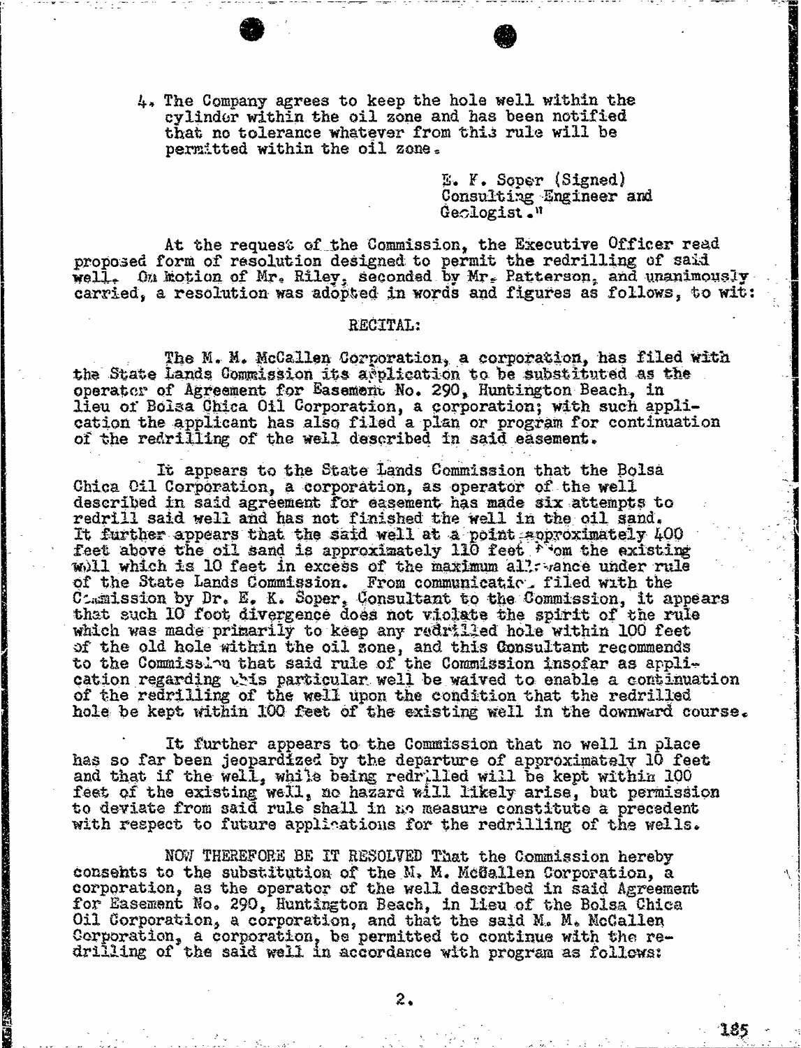4. The Company agrees to keep the hole well within the cylinder within the oil zone and has been notified that no tolerance whatever from this rule will be permitted within the oil zone.

E. F. Soper (Signed)
Consulting Engineer and
Geologist."

At the request of the Commission, the Executive Officer read proposed form of resolution designed to permit the redrilling of said well. On motion of Mr. Riley, seconded by Mr. Patterson, and unanimously carried, a resolution was adopted in words and figures as follows, to wit:

RECITAL:

The M. M. McCallen Corporation, a corporation, has filed with the State Lands Commission its application to be substituted as the operator of Agreement for Easement No. 290, Huntington Beach, in lieu of Bolsa Chica Oil Corporation, a corporation; with such application the applicant has also filed a plan or program for continuation of the redrilling of the well described in said easement.

It appears to the State Lands Commission that the Bolsa Chica Oil Corporation, a corporation, as operator of the well described in said agreement for easement has made six attempts to redrill said well and has not finished the well in the oil sand. It further appears that the said well at a point approximately 400 feet above the oil sand is approximately 110 feet from the existing well which is 10 feet in excess of the maximum allowance under rule of the State Lands Commission. From communication filed with the Commission by Dr. E. K. Soper, Consultant to the Commission, it appears that such 10 foot divergence does not violate the spirit of the rule which was made primarily to keep any redrilled hole within 100 feet of the old hole within the oil zone, and this Consultant recommends to the Commission that said rule of the Commission insofar as application regarding this particular well be waived to enable a continuation of the redrilling of the well upon the condition that the redrilled hole be kept within 100 feet of the existing well in the downward course.

It further appears to the Commission that no well in place has so far been jeopardized by the departure of approximately 10 feet and that if the well, while being redrilled will be kept within 100 feet of the existing well, no hazard will likely arise, but permission to deviate from said rule shall in no measure constitute a precedent with respect to future applications for the redrilling of the wells.

NOW THEREFORE BE IT RESOLVED That the Commission hereby consents to the substitution of the M. M. McCallen Corporation, a corporation, as the operator of the well described in said Agreement for Easement No. 290, Huntington Beach, in lieu of the Bolsa Chica Oil Corporation, a corporation, and that the said M. M. McCallen Corporation, a corporation, be permitted to continue with the redrilling of the said well in accordance with program as follows: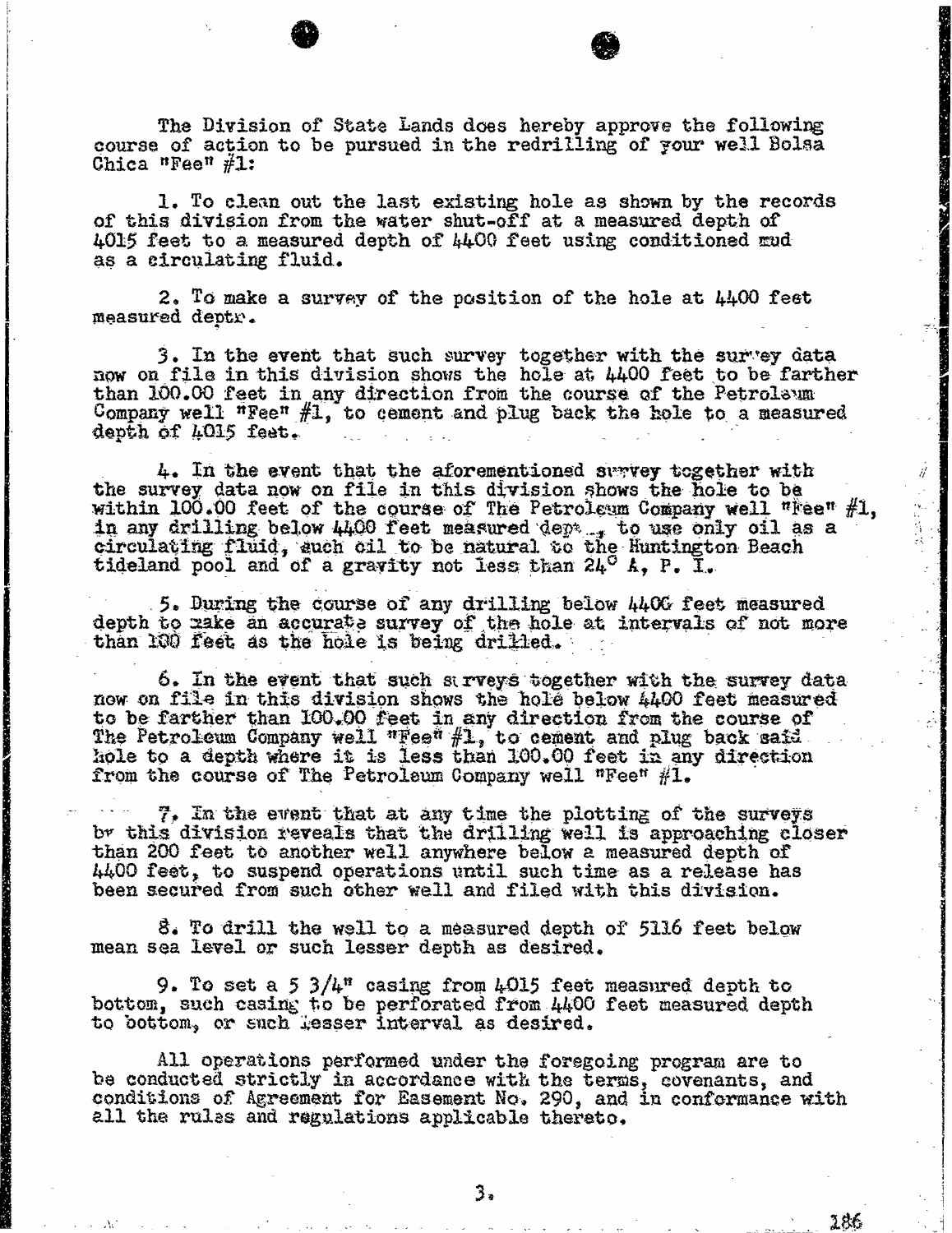The Division of State Lands does hereby approve the following course of action to be pursued in the redrilling of your well Bolsa Chica "Fee" #1:

1. To clean out the last existing hole as shown by the records of this division from the water shut-off at a measured depth of 4015 feet to a measured depth of 4400 feet using conditioned mud as a circulating fluid.

2. To make a survey of the position of the hole at 4400 feet measured depth.

3. In the event that such survey together with the survey data now on file in this division shows the hole at 4400 feet to be farther than 100.00 feet in any direction from the course of the Petroleum Company well "Fee" #1, to cement and plug back the hole to a measured depth of 4015 feet.

4. In the event that the aforementioned survey together with the survey data now on file in this division shows the hole to be within 100.00 feet of the course of The Petroleum Company well "Fee" #1, in any drilling below 4400 feet measured depth, to use only oil as a circulating fluid, such oil to be natural to the Huntington Beach tideland pool and of a gravity not less than 24° A. P. I.

5. During the course of any drilling below 4400 feet measured depth to make an accurate survey of the hole at intervals of not more than 100 feet as the hole is being drilled.

6. In the event that such surveys together with the survey data now on file in this division shows the hole below 4400 feet measured to be farther than 100.00 feet in any direction from the course of The Petroleum Company well "Fee" #1, to cement and plug back said hole to a depth where it is less than 100.00 feet in any direction from the course of The Petroleum Company well "Fee" #1.

7. In the event that at any time the plotting of the surveys by this division reveals that the drilling well is approaching closer than 200 feet to another well anywhere below a measured depth of 4400 feet, to suspend operations until such time as a release has been secured from such other well and filed with this division.

8. To drill the well to a measured depth of 5116 feet below mean sea level or such lesser depth as desired.

9. To set a 5 3/4" casing from 4015 feet measured depth to bottom, such casing to be perforated from 4400 feet measured depth to bottom, or such lesser interval as desired.

All operations performed under the foregoing program are to be conducted strictly in accordance with the terms, covenants, and conditions of Agreement for Easement No. 290, and in conformance with all the rules and regulations applicable thereto.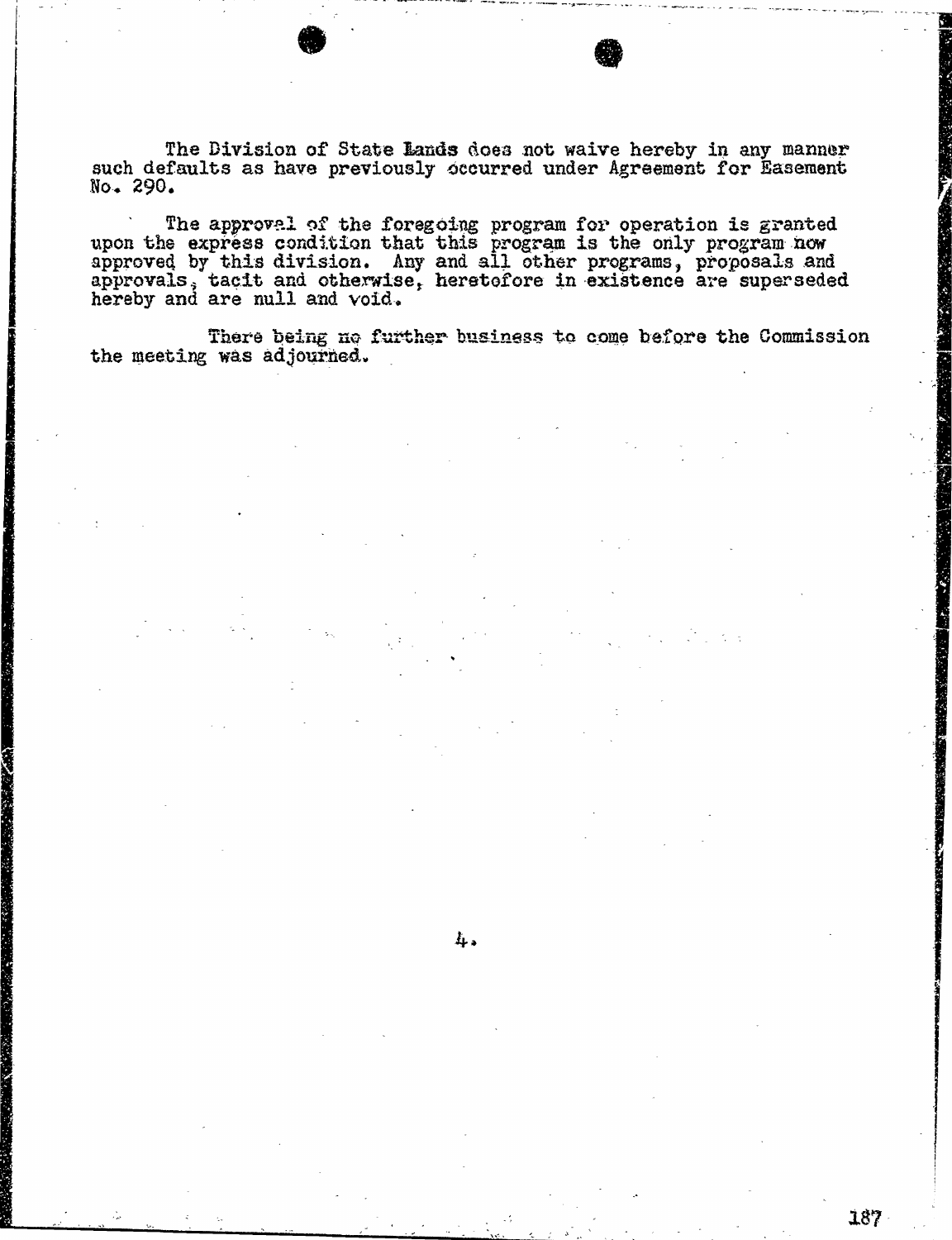The Division of State Lands does not waive hereby in any manner such defaults as have previously occurred under Agreement for Easement No. 290.

The approval of the foregoing program for operation is granted upon the express condition that this program is the only program now approved by this division. Any and all other programs, proposals and approvals, tacit and otherwise, heretofore in existence are superseded hereby and are null and void.

There being no further business to come before the Commission the meeting was adjourned.